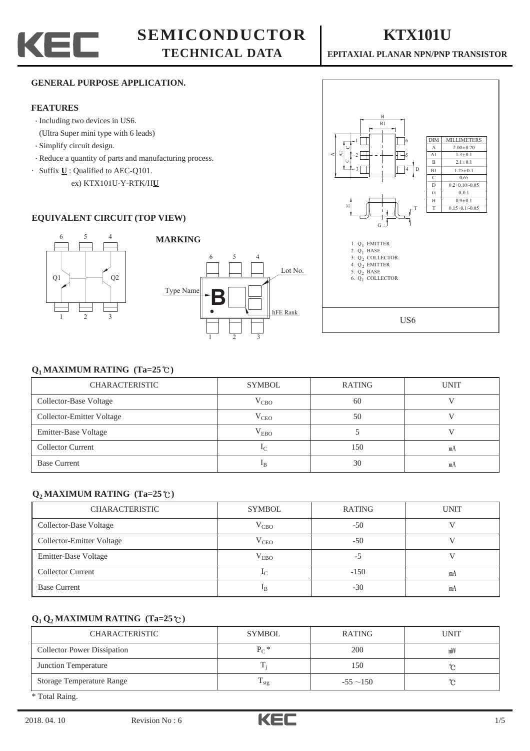# KEC SEMICONDUCTOR TECHNICAL DATA

# KTX101U

**EPITAXIAL PLANAR NPN/PNP TRANSISTOR**

**GENERAL PURPOSE APPLICATION.**

## FEATURES

- Including two devices in US6. (Ultra Super mini type with 6 leads)
- Simplify circuit design.
- Reduce a quantity of parts and manufacturing process.
- Suffix **U** : Qualified to AEC-Q101.
  ex) KTX101U-Y-RTK/H**U**

## EQUIVALENT CIRCUIT (TOP VIEW)

## MARKING

Type Name, Lot No., hFE Rank

| DIM | MILLIMETERS |
|---|---|
| A | 2.00±0.20 |
| A1 | 1.3±0.1 |
| B | 2.1±0.1 |
| B1 | 1.25±0.1 |
| C | 0.65 |
| D | 0.2+0.10/-0.05 |
| G | 0-0.1 |
| H | 0.9±0.1 |
| T | 0.15+0.1/-0.05 |

1. $Q_1$ EMITTER
2. $Q_1$ BASE
3. $Q_2$ COLLECTOR
4. $Q_2$ EMITTER
5. $Q_2$ BASE
6. $Q_1$ COLLECTOR

US6

## $Q_1$ MAXIMUM RATING (Ta=25℃)

| CHARACTERISTIC | SYMBOL | RATING | UNIT |
|---|---|---|---|
| Collector-Base Voltage | $V_{CBO}$ | 60 | V |
| Collector-Emitter Voltage | $V_{CEO}$ | 50 | V |
| Emitter-Base Voltage | $V_{EBO}$ | 5 | V |
| Collector Current | $I_C$ | 150 | mA |
| Base Current | $I_B$ | 30 | mA |

## $Q_2$ MAXIMUM RATING (Ta=25℃)

| CHARACTERISTIC | SYMBOL | RATING | UNIT |
|---|---|---|---|
| Collector-Base Voltage | $V_{CBO}$ | -50 | V |
| Collector-Emitter Voltage | $V_{CEO}$ | -50 | V |
| Emitter-Base Voltage | $V_{EBO}$ | -5 | V |
| Collector Current | $I_C$ | -150 | mA |
| Base Current | $I_B$ | -30 | mA |

## $Q_1$ $Q_2$ MAXIMUM RATING (Ta=25℃)

| CHARACTERISTIC | SYMBOL | RATING | UNIT |
|---|---|---|---|
| Collector Power Dissipation | $P_C$ * | 200 | mW |
| Junction Temperature | $T_j$ | 150 | ℃ |
| Storage Temperature Range | $T_{stg}$ | -55 ~150 | ℃ |

* Total Raing.

2018. 04. 10 Revision No : 6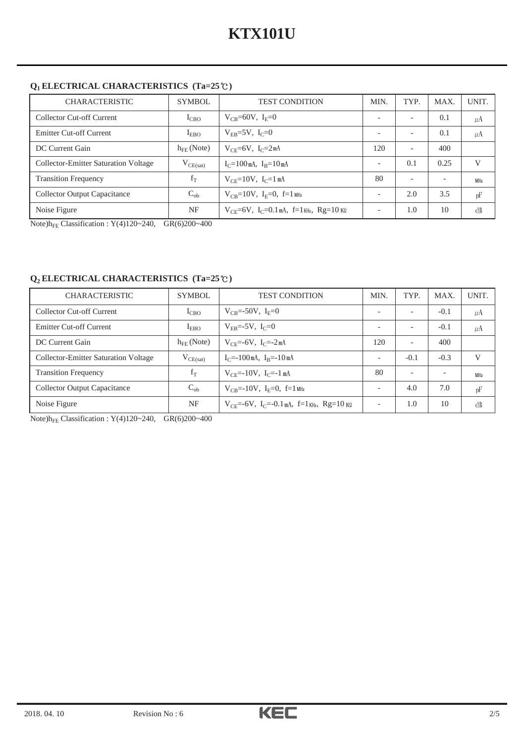# KTX101U

### $Q_1$ ELECTRICAL CHARACTERISTICS (Ta=25℃)

| CHARACTERISTIC | SYMBOL | TEST CONDITION | MIN. | TYP. | MAX. | UNIT. |
|---|---|---|---|---|---|---|
| Collector Cut-off Current | $I_{CBO}$ | $V_{CB}$=60V, $I_E$=0 | - | - | 0.1 | μA |
| Emitter Cut-off Current | $I_{EBO}$ | $V_{EB}$=5V, $I_C$=0 | - | - | 0.1 | μA |
| DC Current Gain | $h_{FE}$ (Note) | $V_{CE}$=6V, $I_C$=2mA | 120 | - | 400 | |
| Collector-Emitter Saturation Voltage | $V_{CE(sat)}$ | $I_C$=100mA, $I_B$=10mA | - | 0.1 | 0.25 | V |
| Transition Frequency | $f_T$ | $V_{CE}$=10V, $I_C$=1mA | 80 | - | - | MHz |
| Collector Output Capacitance | $C_{ob}$ | $V_{CB}$=10V, $I_E$=0, f=1MHz | - | 2.0 | 3.5 | pF |
| Noise Figure | NF | $V_{CE}$=6V, $I_C$=0.1mA, f=1KHz, Rg=10KΩ | - | 1.0 | 10 | dB |

Note)$h_{FE}$ Classification : Y(4)120~240, GR(6)200~400

### $Q_2$ ELECTRICAL CHARACTERISTICS (Ta=25℃)

| CHARACTERISTIC | SYMBOL | TEST CONDITION | MIN. | TYP. | MAX. | UNIT. |
|---|---|---|---|---|---|---|
| Collector Cut-off Current | $I_{CBO}$ | $V_{CB}$=-50V, $I_E$=0 | - | - | -0.1 | μA |
| Emitter Cut-off Current | $I_{EBO}$ | $V_{EB}$=-5V, $I_C$=0 | - | - | -0.1 | μA |
| DC Current Gain | $h_{FE}$ (Note) | $V_{CE}$=-6V, $I_C$=-2mA | 120 | - | 400 | |
| Collector-Emitter Saturation Voltage | $V_{CE(sat)}$ | $I_C$=-100mA, $I_B$=-10mA | - | -0.1 | -0.3 | V |
| Transition Frequency | $f_T$ | $V_{CE}$=-10V, $I_C$=-1mA | 80 | - | - | MHz |
| Collector Output Capacitance | $C_{ob}$ | $V_{CB}$=-10V, $I_E$=0, f=1MHz | - | 4.0 | 7.0 | pF |
| Noise Figure | NF | $V_{CE}$=-6V, $I_C$=-0.1mA, f=1KHz, Rg=10KΩ | - | 1.0 | 10 | dB |

Note)$h_{FE}$ Classification : Y(4)120~240, GR(6)200~400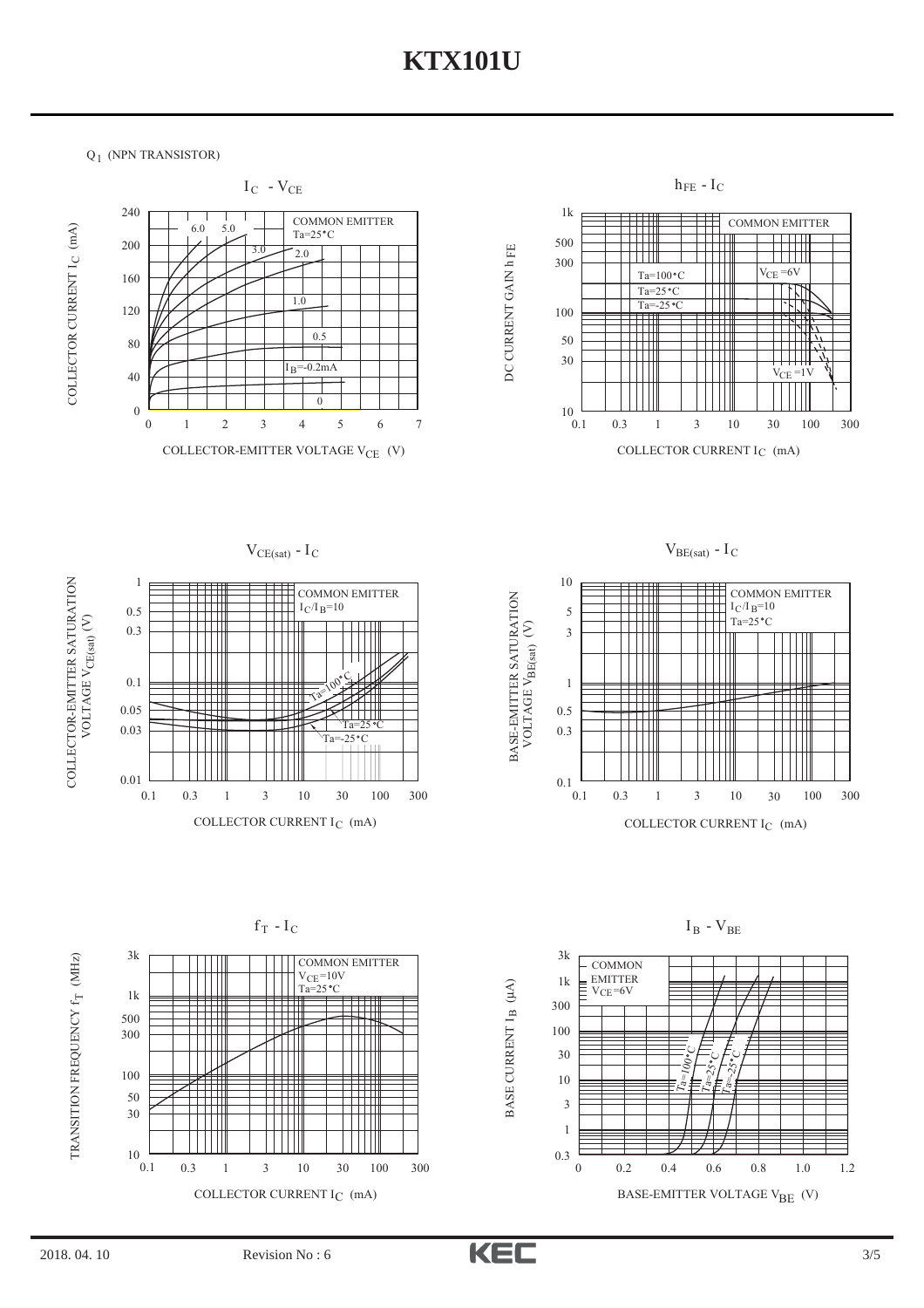# KTX101U

$Q_1$ (NPN TRANSISTOR)

### $I_C$ - $V_{CE}$

COMMON EMITTER
Ta=25°C

COLLECTOR CURRENT $I_C$ (mA)

COLLECTOR-EMITTER VOLTAGE $V_{CE}$ (V)

$I_B$=-0.2mA, 0.5, 1.0, 2.0, 3.0, 5.0, 6.0, 0

### $h_{FE}$ - $I_C$

COMMON EMITTER

Ta=100°C
Ta=25°C
Ta=-25°C

$V_{CE}$ =6V
$V_{CE}$ =1V

DC CURRENT GAIN $h_{FE}$

COLLECTOR CURRENT $I_C$ (mA)

### $V_{CE(sat)}$ - $I_C$

COMMON EMITTER
$I_C/I_B$=10

Ta=100°C
Ta=25°C
Ta=-25°C

COLLECTOR-EMITTER SATURATION VOLTAGE $V_{CE(sat)}$ (V)

COLLECTOR CURRENT $I_C$ (mA)

### $V_{BE(sat)}$ - $I_C$

COMMON EMITTER
$I_C/I_B$=10
Ta=25°C

BASE-EMITTER SATURATION VOLTAGE $V_{BE(sat)}$ (V)

COLLECTOR CURRENT $I_C$ (mA)

### $f_T$ - $I_C$

COMMON EMITTER
$V_{CE}$=10V
Ta=25°C

TRANSITION FREQUENCY $f_T$ (MHz)

COLLECTOR CURRENT $I_C$ (mA)

### $I_B$ - $V_{BE}$

COMMON EMITTER
$V_{CE}$=6V

Ta=100°C
Ta=25°C
Ta=-25°C

BASE CURRENT $I_B$ (μA)

BASE-EMITTER VOLTAGE $V_{BE}$ (V)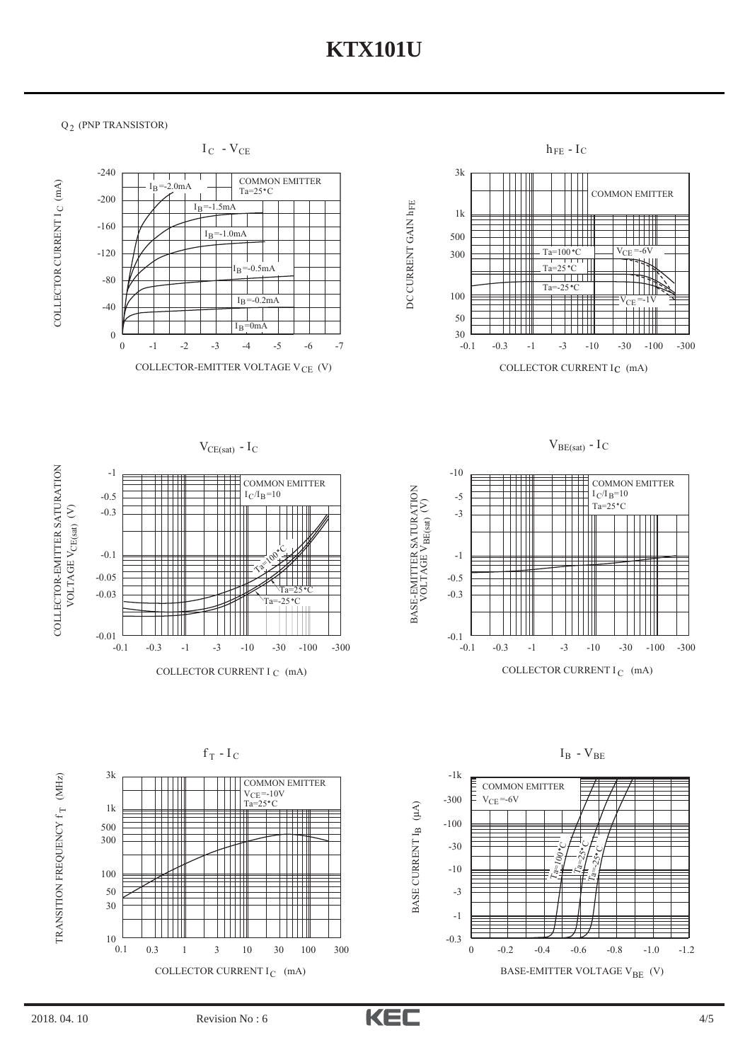$Q_2$ (PNP TRANSISTOR)

$I_C$ - $V_{CE}$

COMMON EMITTER
Ta=25°C

$I_B$=-2.0mA
$I_B$=-1.5mA
$I_B$=-1.0mA
$I_B$=-0.5mA
$I_B$=-0.2mA
$I_B$=0mA

COLLECTOR CURRENT $I_C$ (mA)

COLLECTOR-EMITTER VOLTAGE $V_{CE}$ (V)

$h_{FE}$ - $I_C$

COMMON EMITTER

Ta=100°C
Ta=25°C
Ta=-25°C
$V_{CE}$=-6V
$V_{CE}$=-1V

DC CURRENT GAIN $h_{FE}$

COLLECTOR CURRENT $I_C$ (mA)

$V_{CE(sat)}$ - $I_C$

COMMON EMITTER
$I_C/I_B$=10

Ta=100°C
Ta=25°C
Ta=-25°C

COLLECTOR-EMITTER SATURATION VOLTAGE $V_{CE(sat)}$ (V)

COLLECTOR CURRENT $I_C$ (mA)

$V_{BE(sat)}$ - $I_C$

COMMON EMITTER
$I_C/I_B$=10
Ta=25°C

BASE-EMITTER SATURATION VOLTAGE $V_{BE(sat)}$ (V)

COLLECTOR CURRENT $I_C$ (mA)

$f_T$ - $I_C$

COMMON EMITTER
$V_{CE}$=-10V
Ta=25°C

TRANSITION FREQUENCY $f_T$ (MHz)

COLLECTOR CURRENT $I_C$ (mA)

$I_B$ - $V_{BE}$

COMMON EMITTER
$V_{CE}$=-6V

Ta=100°C
Ta=25°C
Ta=-25°C

BASE CURRENT $I_B$ (μA)

BASE-EMITTER VOLTAGE $V_{BE}$ (V)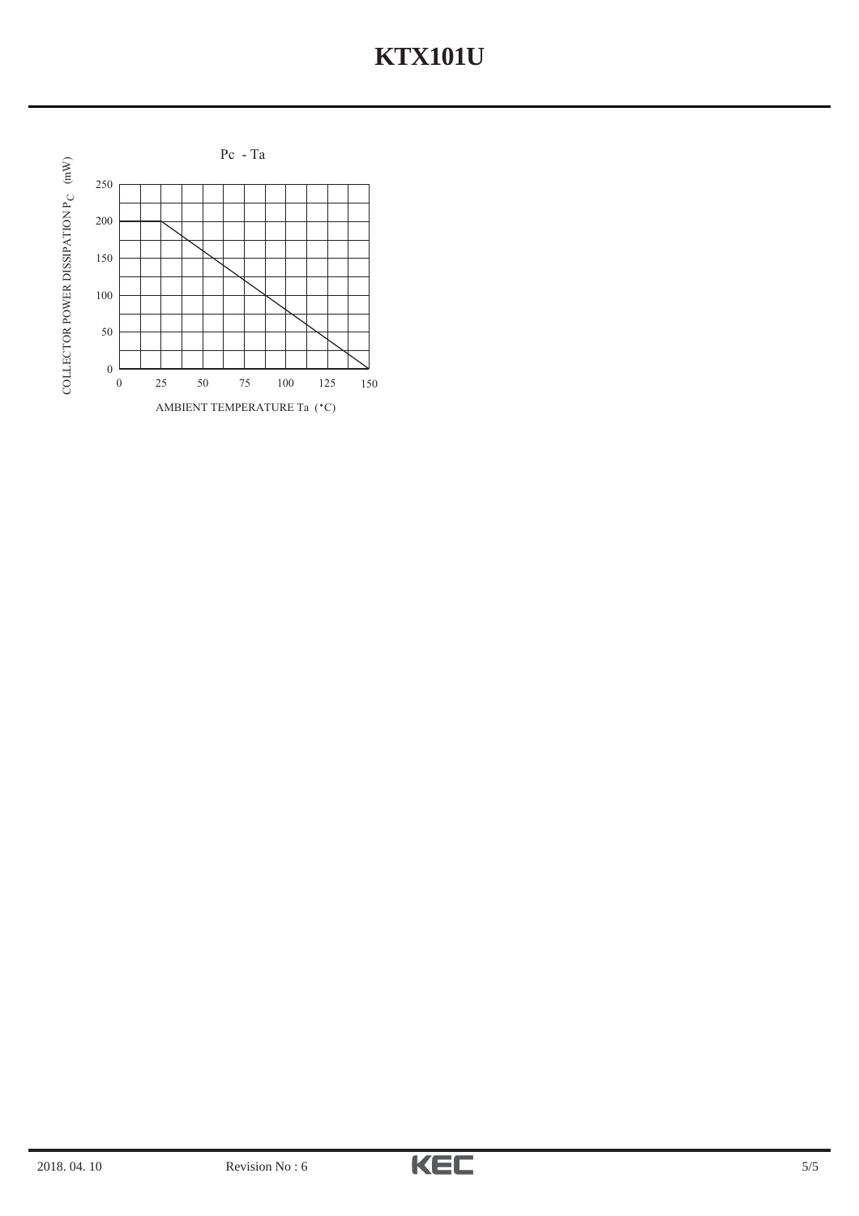Pc - Ta

COLLECTOR POWER DISSIPATION $P_C$ (mW)

250

200

150

100

50

0

0 25 50 75 100 125 150

AMBIENT TEMPERATURE Ta (°C)